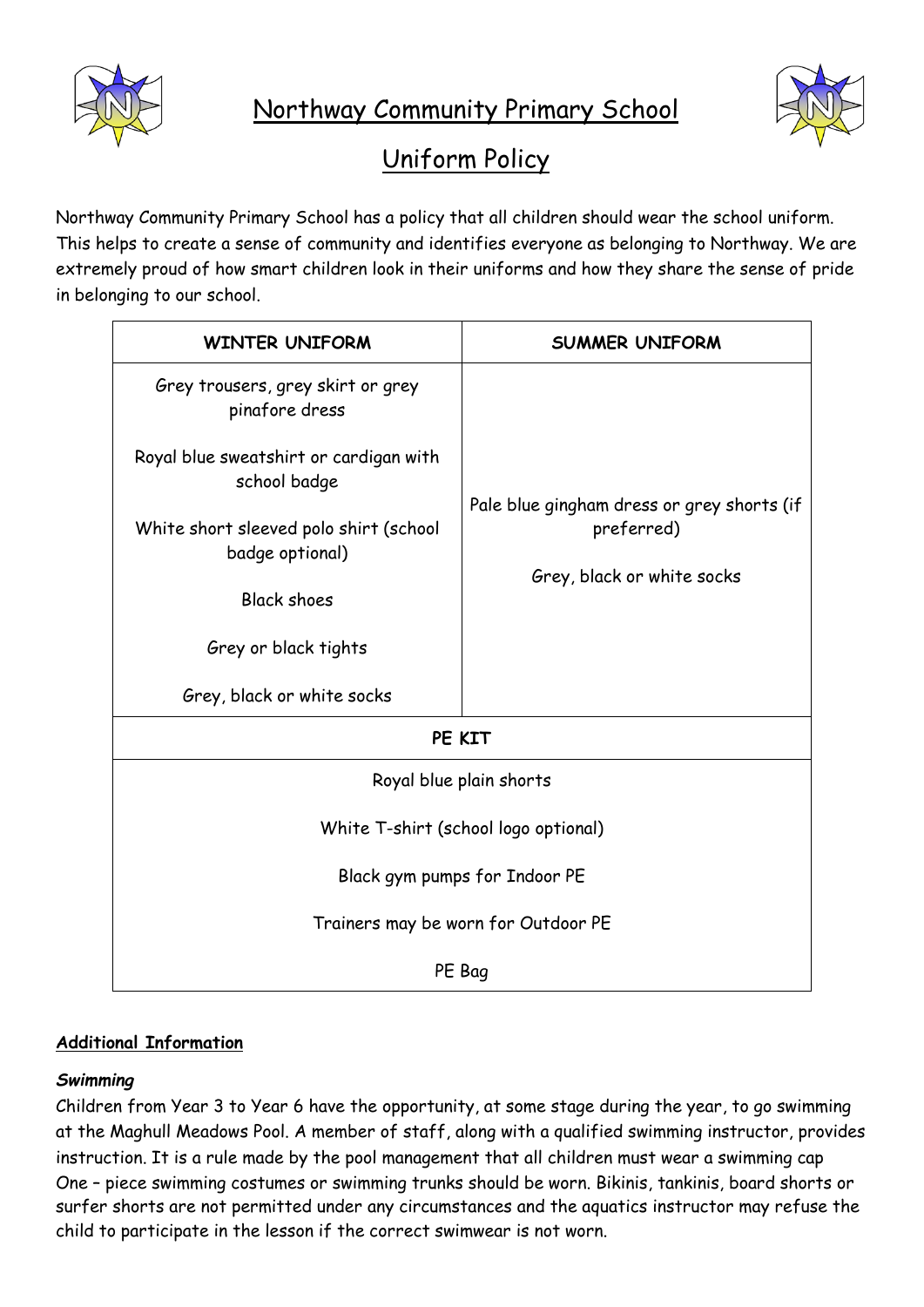# Northway Community Primary School

## Uniform Policy

Northway Community Primary School has a policy that all children should wear the school uniform. This helps to create a sense of community and identifies everyone as belonging to Northway. We are extremely proud of how smart children look in their uniforms and how they share the sense of pride in belonging to our school.

| WINTER UNIFORM | SUMMER UNIFORM |
| --- | --- |
| Grey trousers, grey skirt or grey pinafore dress<br><br>Royal blue sweatshirt or cardigan with school badge<br><br>White short sleeved polo shirt (school badge optional)<br><br>Black shoes<br><br>Grey or black tights<br><br>Grey, black or white socks | Pale blue gingham dress or grey shorts (if preferred)<br><br>Grey, black or white socks |
| **PE KIT** | |
| Royal blue plain shorts<br><br>White T-shirt (school logo optional)<br><br>Black gym pumps for Indoor PE<br><br>Trainers may be worn for Outdoor PE<br><br>PE Bag | |

### Additional Information

***Swimming***

Children from Year 3 to Year 6 have the opportunity, at some stage during the year, to go swimming at the Maghull Meadows Pool. A member of staff, along with a qualified swimming instructor, provides instruction. It is a rule made by the pool management that all children must wear a swimming cap One – piece swimming costumes or swimming trunks should be worn. Bikinis, tankinis, board shorts or surfer shorts are not permitted under any circumstances and the aquatics instructor may refuse the child to participate in the lesson if the correct swimwear is not worn.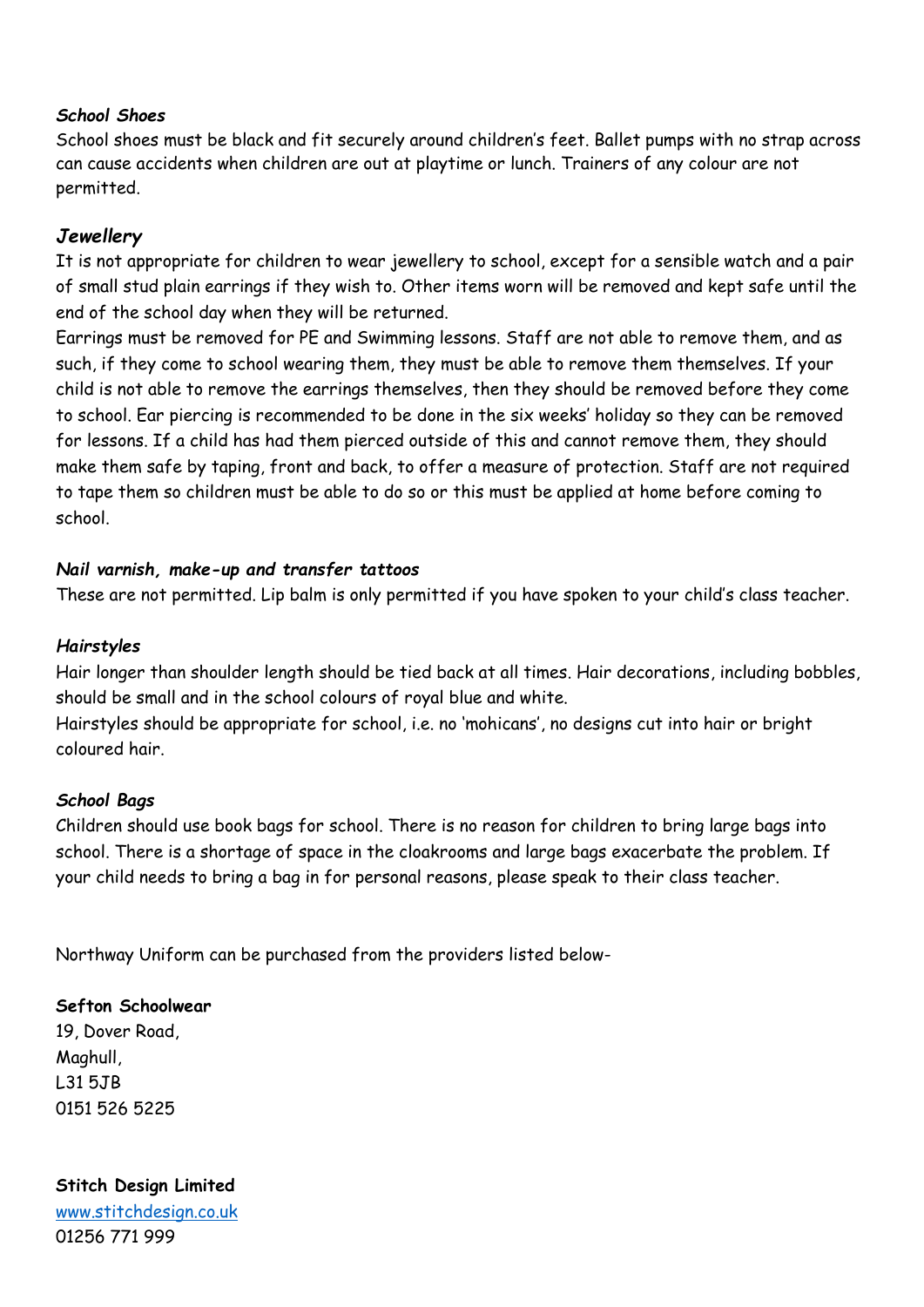### *School Shoes*

School shoes must be black and fit securely around children's feet. Ballet pumps with no strap across can cause accidents when children are out at playtime or lunch. Trainers of any colour are not permitted.

## *Jewellery*

It is not appropriate for children to wear jewellery to school, except for a sensible watch and a pair of small stud plain earrings if they wish to. Other items worn will be removed and kept safe until the end of the school day when they will be returned.

Earrings must be removed for PE and Swimming lessons. Staff are not able to remove them, and as such, if they come to school wearing them, they must be able to remove them themselves. If your child is not able to remove the earrings themselves, then they should be removed before they come to school. Ear piercing is recommended to be done in the six weeks' holiday so they can be removed for lessons. If a child has had them pierced outside of this and cannot remove them, they should make them safe by taping, front and back, to offer a measure of protection. Staff are not required to tape them so children must be able to do so or this must be applied at home before coming to school.

### *Nail varnish, make-up and transfer tattoos*

These are not permitted. Lip balm is only permitted if you have spoken to your child's class teacher.

### *Hairstyles*

Hair longer than shoulder length should be tied back at all times. Hair decorations, including bobbles, should be small and in the school colours of royal blue and white.

Hairstyles should be appropriate for school, i.e. no 'mohicans', no designs cut into hair or bright coloured hair.

### *School Bags*

Children should use book bags for school. There is no reason for children to bring large bags into school. There is a shortage of space in the cloakrooms and large bags exacerbate the problem. If your child needs to bring a bag in for personal reasons, please speak to their class teacher.

Northway Uniform can be purchased from the providers listed below-

**Sefton Schoolwear**
19, Dover Road,
Maghull,
L31 5JB
0151 526 5225

**Stitch Design Limited**
www.stitchdesign.co.uk
01256 771 999